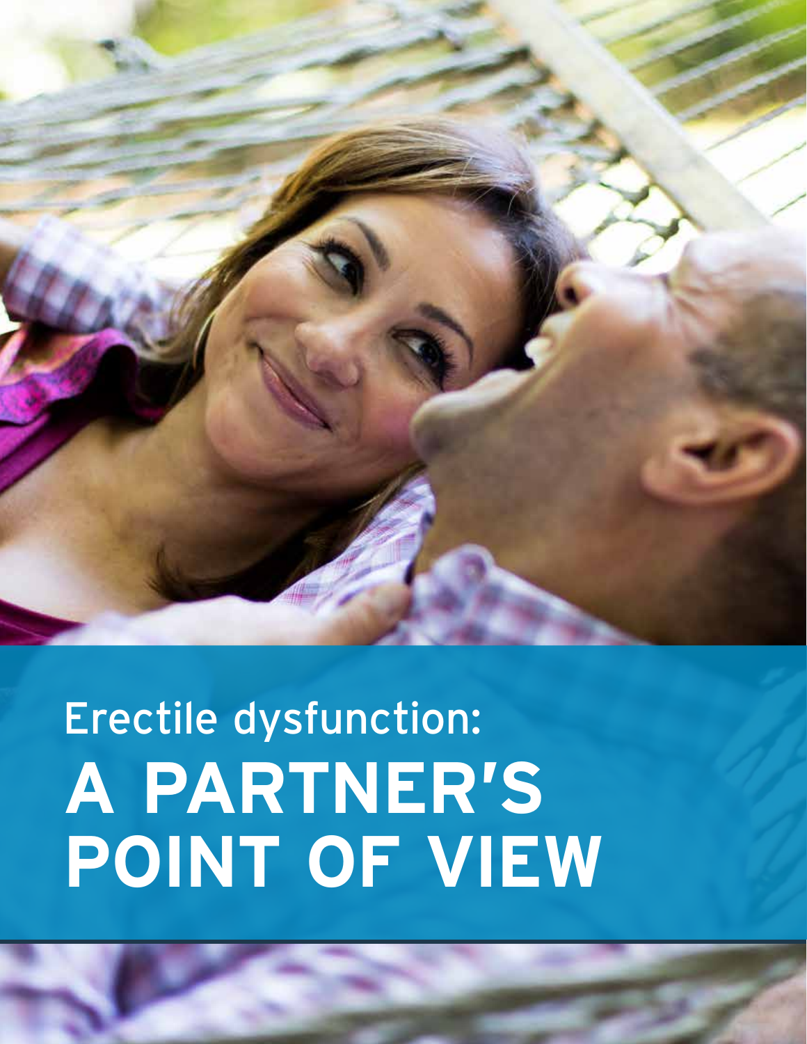Erectile dysfunction:

# A PARTNER'S POINT OF VIEW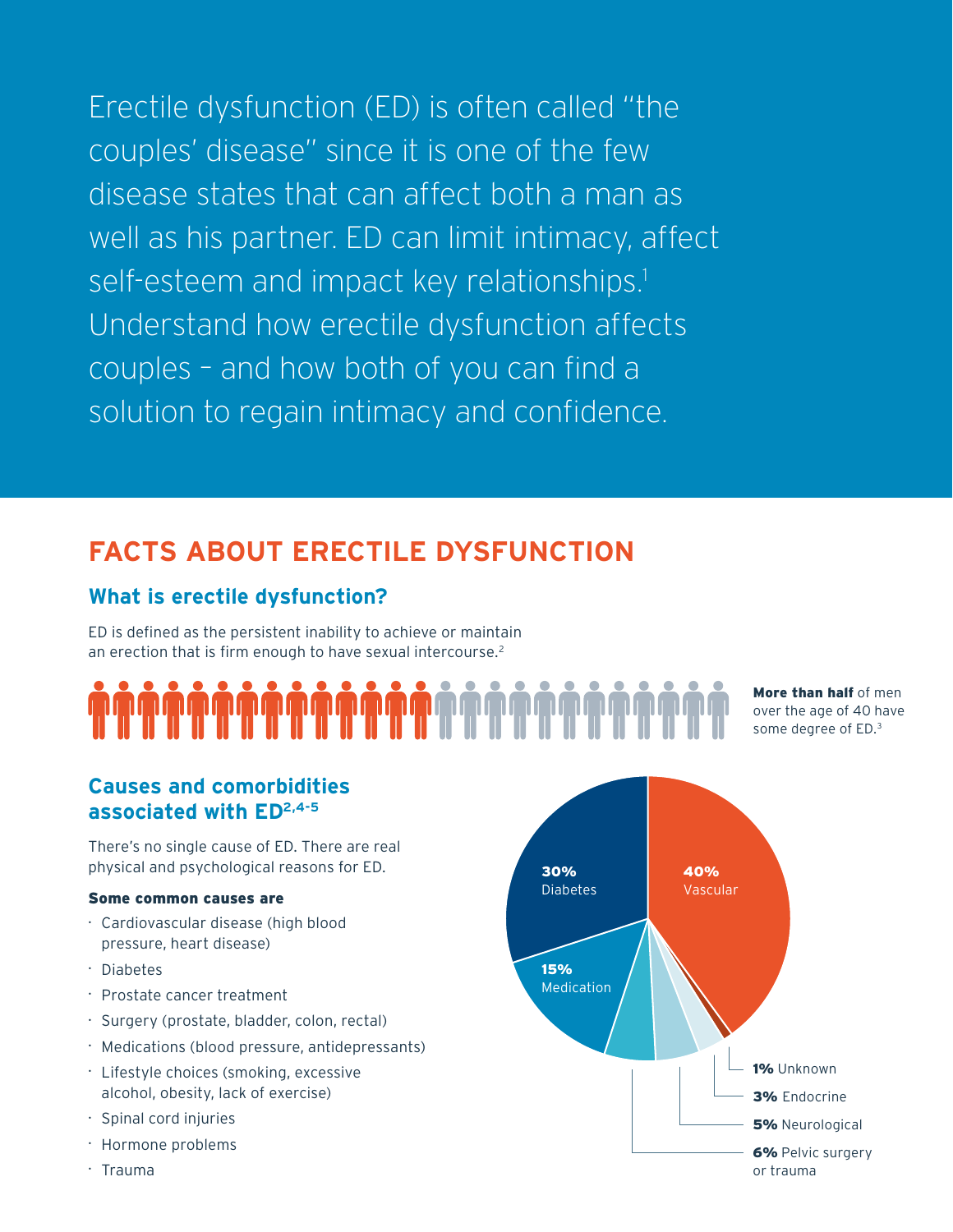Erectile dysfunction (ED) is often called "the couples' disease" since it is one of the few disease states that can affect both a man as well as his partner. ED can limit intimacy, affect self-esteem and impact key relationships.[1] Understand how erectile dysfunction affects couples – and how both of you can find a solution to regain intimacy and confidence.

# FACTS ABOUT ERECTILE DYSFUNCTION

## What is erectile dysfunction?

ED is defined as the persistent inability to achieve or maintain an erection that is firm enough to have sexual intercourse.[2]

**More than half** of men over the age of 40 have some degree of ED.[3]

## Causes and comorbidities associated with ED[2,4-5]

There's no single cause of ED. There are real physical and psychological reasons for ED.

**Some common causes are**

- Cardiovascular disease (high blood pressure, heart disease)
- Diabetes
- Prostate cancer treatment
- Surgery (prostate, bladder, colon, rectal)
- Medications (blood pressure, antidepressants)
- Lifestyle choices (smoking, excessive alcohol, obesity, lack of exercise)
- Spinal cord injuries
- Hormone problems
- Trauma

**40%** Vascular

**30%** Diabetes

**15%** Medication

**6%** Pelvic surgery or trauma

**5%** Neurological

**3%** Endocrine

**1%** Unknown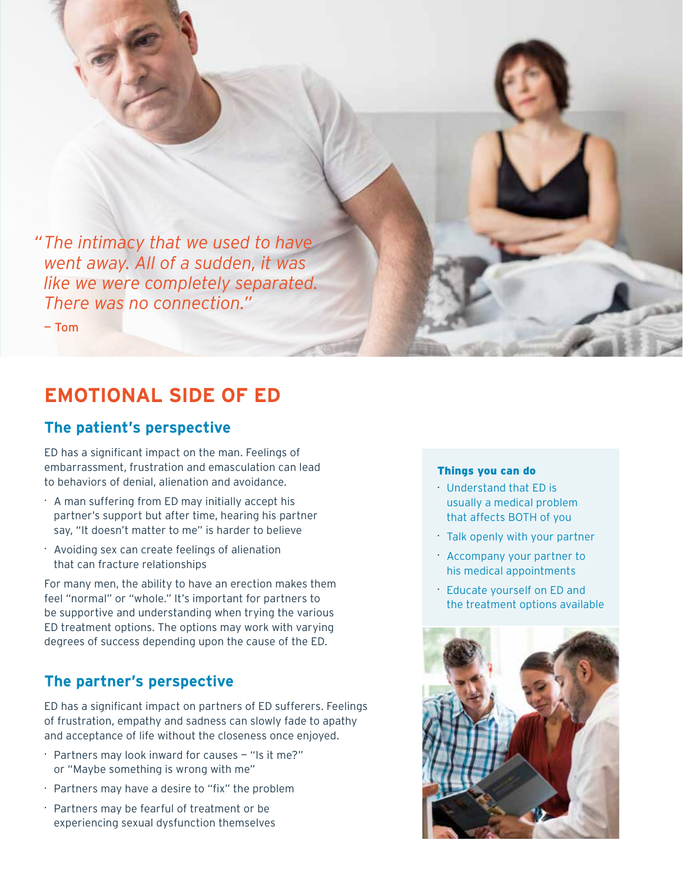*"The intimacy that we used to have went away. All of a sudden, it was like we were completely separated. There was no connection."*

— Tom

# EMOTIONAL SIDE OF ED

## The patient's perspective

ED has a significant impact on the man. Feelings of embarrassment, frustration and emasculation can lead to behaviors of denial, alienation and avoidance.

- A man suffering from ED may initially accept his partner's support but after time, hearing his partner say, "It doesn't matter to me" is harder to believe
- Avoiding sex can create feelings of alienation that can fracture relationships

For many men, the ability to have an erection makes them feel "normal" or "whole." It's important for partners to be supportive and understanding when trying the various ED treatment options. The options may work with varying degrees of success depending upon the cause of the ED.

## The partner's perspective

ED has a significant impact on partners of ED sufferers. Feelings of frustration, empathy and sadness can slowly fade to apathy and acceptance of life without the closeness once enjoyed.

- Partners may look inward for causes – "Is it me?" or "Maybe something is wrong with me"
- Partners may have a desire to "fix" the problem
- Partners may be fearful of treatment or be experiencing sexual dysfunction themselves

### Things you can do

- Understand that ED is usually a medical problem that affects BOTH of you
- Talk openly with your partner
- Accompany your partner to his medical appointments
- Educate yourself on ED and the treatment options available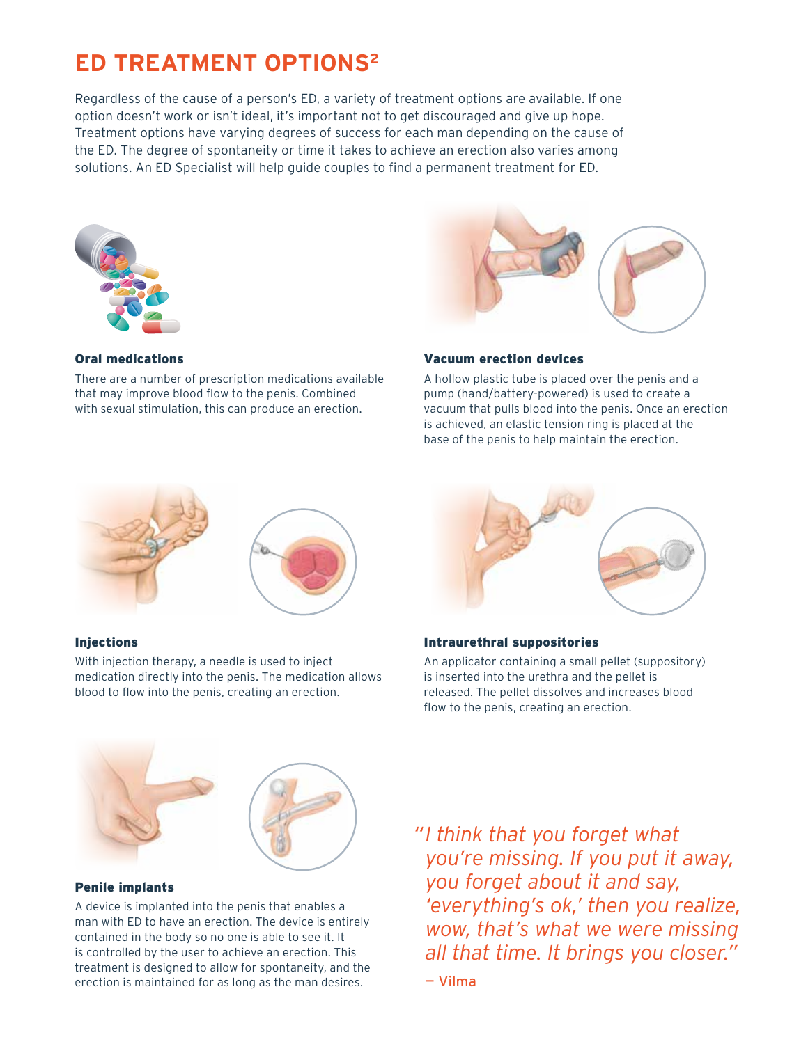# ED TREATMENT OPTIONS[2]

Regardless of the cause of a person's ED, a variety of treatment options are available. If one option doesn't work or isn't ideal, it's important not to get discouraged and give up hope. Treatment options have varying degrees of success for each man depending on the cause of the ED. The degree of spontaneity or time it takes to achieve an erection also varies among solutions. An ED Specialist will help guide couples to find a permanent treatment for ED.

### Oral medications

There are a number of prescription medications available that may improve blood flow to the penis. Combined with sexual stimulation, this can produce an erection.

### Vacuum erection devices

A hollow plastic tube is placed over the penis and a pump (hand/battery-powered) is used to create a vacuum that pulls blood into the penis. Once an erection is achieved, an elastic tension ring is placed at the base of the penis to help maintain the erection.

### Injections

With injection therapy, a needle is used to inject medication directly into the penis. The medication allows blood to flow into the penis, creating an erection.

### Intraurethral suppositories

An applicator containing a small pellet (suppository) is inserted into the urethra and the pellet is released. The pellet dissolves and increases blood flow to the penis, creating an erection.

### Penile implants

A device is implanted into the penis that enables a man with ED to have an erection. The device is entirely contained in the body so no one is able to see it. It is controlled by the user to achieve an erection. This treatment is designed to allow for spontaneity, and the erection is maintained for as long as the man desires.

*"I think that you forget what you're missing. If you put it away, you forget about it and say, 'everything's ok,' then you realize, wow, that's what we were missing all that time. It brings you closer."*

— Vilma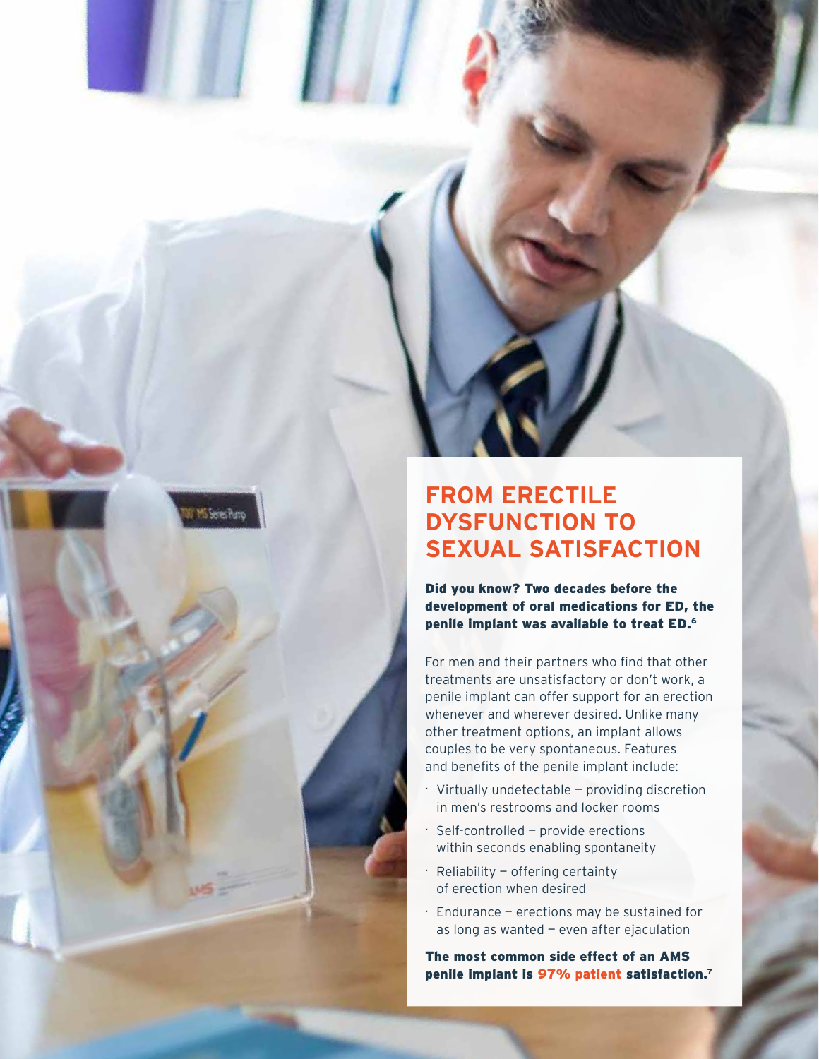# FROM ERECTILE DYSFUNCTION TO SEXUAL SATISFACTION

**Did you know? Two decades before the development of oral medications for ED, the penile implant was available to treat ED.[6]**

For men and their partners who find that other treatments are unsatisfactory or don't work, a penile implant can offer support for an erection whenever and wherever desired. Unlike many other treatment options, an implant allows couples to be very spontaneous. Features and benefits of the penile implant include:

- Virtually undetectable – providing discretion in men's restrooms and locker rooms
- Self-controlled – provide erections within seconds enabling spontaneity
- Reliability – offering certainty of erection when desired
- Endurance – erections may be sustained for as long as wanted – even after ejaculation

**The most common side effect of an AMS penile implant is 97% patient satisfaction.[7]**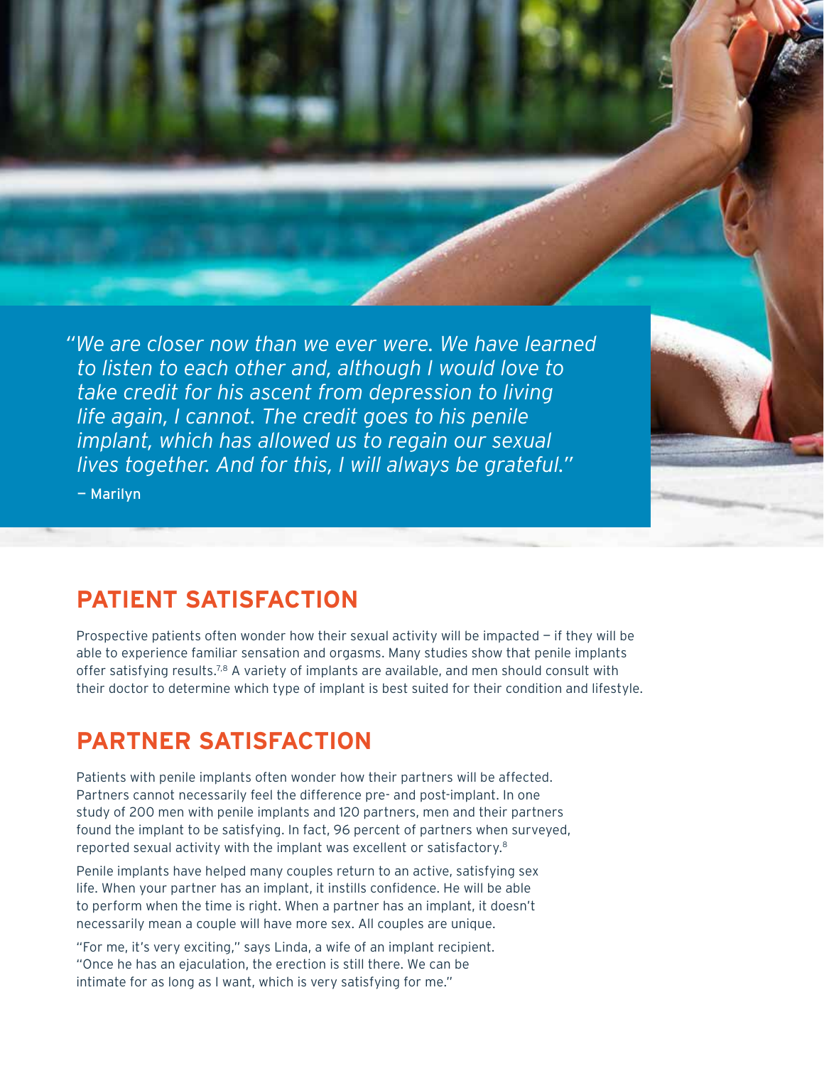*"We are closer now than we ever were. We have learned to listen to each other and, although I would love to take credit for his ascent from depression to living life again, I cannot. The credit goes to his penile implant, which has allowed us to regain our sexual lives together. And for this, I will always be grateful."*

— Marilyn

## PATIENT SATISFACTION

Prospective patients often wonder how their sexual activity will be impacted — if they will be able to experience familiar sensation and orgasms. Many studies show that penile implants offer satisfying results.[7,8] A variety of implants are available, and men should consult with their doctor to determine which type of implant is best suited for their condition and lifestyle.

## PARTNER SATISFACTION

Patients with penile implants often wonder how their partners will be affected. Partners cannot necessarily feel the difference pre- and post-implant. In one study of 200 men with penile implants and 120 partners, men and their partners found the implant to be satisfying. In fact, 96 percent of partners when surveyed, reported sexual activity with the implant was excellent or satisfactory.[8]

Penile implants have helped many couples return to an active, satisfying sex life. When your partner has an implant, it instills confidence. He will be able to perform when the time is right. When a partner has an implant, it doesn't necessarily mean a couple will have more sex. All couples are unique.

"For me, it's very exciting," says Linda, a wife of an implant recipient. "Once he has an ejaculation, the erection is still there. We can be intimate for as long as I want, which is very satisfying for me."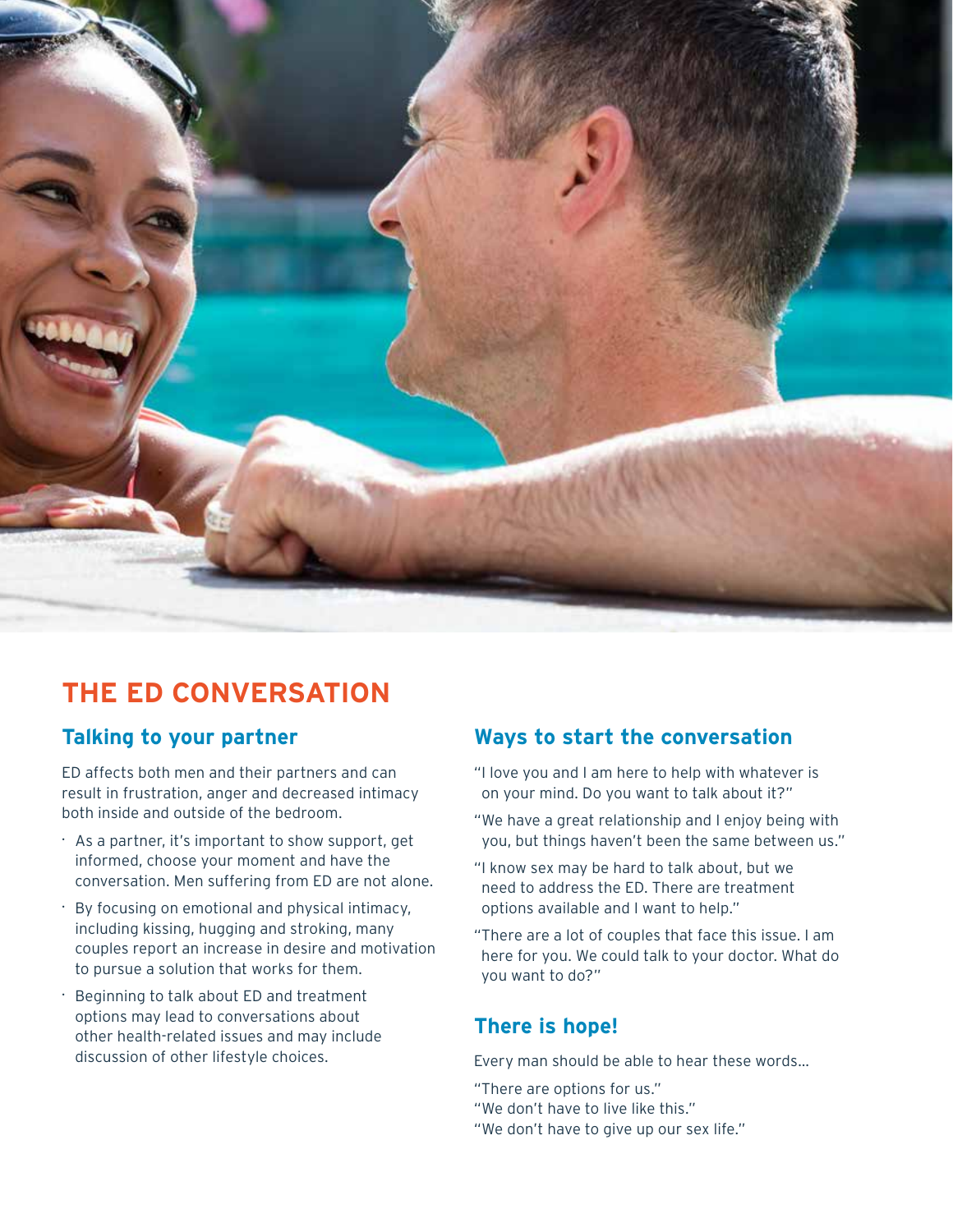# THE ED CONVERSATION

## Talking to your partner

ED affects both men and their partners and can result in frustration, anger and decreased intimacy both inside and outside of the bedroom.

- As a partner, it's important to show support, get informed, choose your moment and have the conversation. Men suffering from ED are not alone.
- By focusing on emotional and physical intimacy, including kissing, hugging and stroking, many couples report an increase in desire and motivation to pursue a solution that works for them.
- Beginning to talk about ED and treatment options may lead to conversations about other health-related issues and may include discussion of other lifestyle choices.

## Ways to start the conversation

"I love you and I am here to help with whatever is on your mind. Do you want to talk about it?"

"We have a great relationship and I enjoy being with you, but things haven't been the same between us."

"I know sex may be hard to talk about, but we need to address the ED. There are treatment options available and I want to help."

"There are a lot of couples that face this issue. I am here for you. We could talk to your doctor. What do you want to do?"

## There is hope!

Every man should be able to hear these words...

"There are options for us."
"We don't have to live like this."
"We don't have to give up our sex life."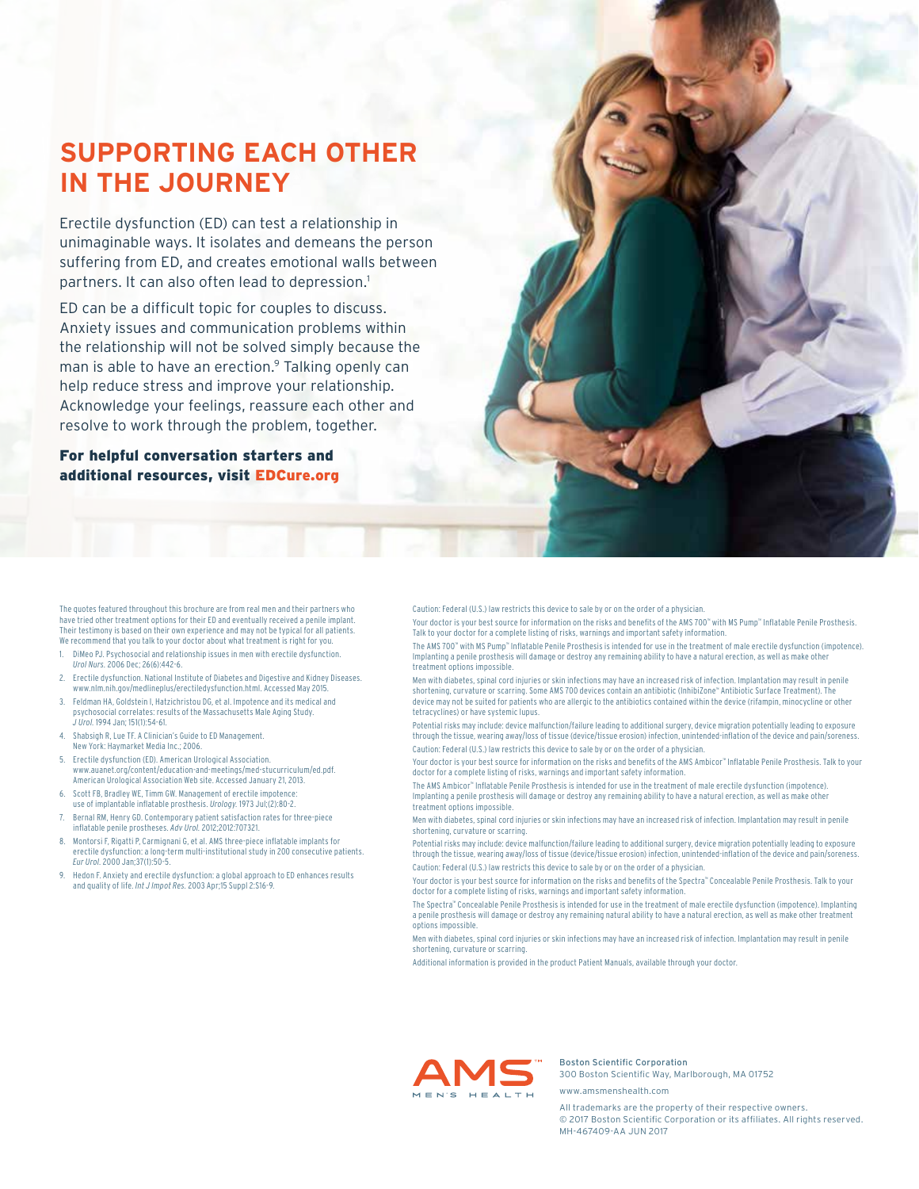# SUPPORTING EACH OTHER IN THE JOURNEY

Erectile dysfunction (ED) can test a relationship in unimaginable ways. It isolates and demeans the person suffering from ED, and creates emotional walls between partners. It can also often lead to depression.[1]

ED can be a difficult topic for couples to discuss. Anxiety issues and communication problems within the relationship will not be solved simply because the man is able to have an erection.[9] Talking openly can help reduce stress and improve your relationship. Acknowledge your feelings, reassure each other and resolve to work through the problem, together.

**For helpful conversation starters and additional resources, visit EDCure.org**

The quotes featured throughout this brochure are from real men and their partners who have tried other treatment options for their ED and eventually received a penile implant. Their testimony is based on their own experience and may not be typical for all patients. We recommend that you talk to your doctor about what treatment is right for you.

1. DiMeo PJ. Psychosocial and relationship issues in men with erectile dysfunction. *Urol Nurs.* 2006 Dec; 26(6):442-6.
2. Erectile dysfunction. National Institute of Diabetes and Digestive and Kidney Diseases. www.nlm.nih.gov/medlineplus/erectiledysfunction.html. Accessed May 2015.
3. Feldman HA, Goldstein I, Hatzichristou DG, et al. Impotence and its medical and psychosocial correlates: results of the Massachusetts Male Aging Study. *J Urol.* 1994 Jan; 151(1):54-61.
4. Shabsigh R, Lue TF. A Clinician's Guide to ED Management. New York: Haymarket Media Inc.; 2006.
5. Erectile dysfunction (ED). American Urological Association. www.auanet.org/content/education-and-meetings/med-stucurriculum/ed.pdf. American Urological Association Web site. Accessed January 21, 2013.
6. Scott FB, Bradley WE, Timm GW. Management of erectile impotence: use of implantable inflatable prosthesis. *Urology.* 1973 Jul;(2):80-2.
7. Bernal RM, Henry GD. Contemporary patient satisfaction rates for three-piece inflatable penile prostheses. *Adv Urol.* 2012;2012:707321.
8. Montorsi F, Rigatti P, Carmignani G, et al. AMS three-piece inflatable implants for erectile dysfunction: a long-term multi-institutional study in 200 consecutive patients. *Eur Urol.* 2000 Jan;37(1):50-5.
9. Hedon F. Anxiety and erectile dysfunction: a global approach to ED enhances results and quality of life. *Int J Impot Res.* 2003 Apr;15 Suppl 2:S16-9.

Caution: Federal (U.S.) law restricts this device to sale by or on the order of a physician.

Your doctor is your best source for information on the risks and benefits of the AMS 700™ with MS Pump™ Inflatable Penile Prosthesis. Talk to your doctor for a complete listing of risks, warnings and important safety information.

The AMS 700™ with MS Pump™ Inflatable Penile Prosthesis is intended for use in the treatment of male erectile dysfunction (impotence). Implanting a penile prosthesis will damage or destroy any remaining ability to have a natural erection, as well as make other treatment options impossible.

Men with diabetes, spinal cord injuries or skin infections may have an increased risk of infection. Implantation may result in penile shortening, curvature or scarring. Some AMS 700 devices contain an antibiotic (InhibiZone™ Antibiotic Surface Treatment). The device may not be suited for patients who are allergic to the antibiotics contained within the device (rifampin, minocycline or other tetracyclines) or have systemic lupus.

Potential risks may include: device malfunction/failure leading to additional surgery, device migration potentially leading to exposure through the tissue, wearing away/loss of tissue (device/tissue erosion) infection, unintended-inflation of the device and pain/soreness.

Caution: Federal (U.S.) law restricts this device to sale by or on the order of a physician.

Your doctor is your best source for information on the risks and benefits of the AMS Ambicor™ Inflatable Penile Prosthesis. Talk to your doctor for a complete listing of risks, warnings and important safety information.

The AMS Ambicor™ Inflatable Penile Prosthesis is intended for use in the treatment of male erectile dysfunction (impotence). Implanting a penile prosthesis will damage or destroy any remaining ability to have a natural erection, as well as make other treatment options impossible.

Men with diabetes, spinal cord injuries or skin infections may have an increased risk of infection. Implantation may result in penile shortening, curvature or scarring.

Potential risks may include: device malfunction/failure leading to additional surgery, device migration potentially leading to exposure through the tissue, wearing away/loss of tissue (device/tissue erosion) infection, unintended-inflation of the device and pain/soreness.

Caution: Federal (U.S.) law restricts this device to sale by or on the order of a physician.

Your doctor is your best source for information on the risks and benefits of the Spectra™ Concealable Penile Prosthesis. Talk to your doctor for a complete listing of risks, warnings and important safety information.

The Spectra™ Concealable Penile Prosthesis is intended for use in the treatment of male erectile dysfunction (impotence). Implanting a penile prosthesis will damage or destroy any remaining natural ability to have a natural erection, as well as make other treatment options impossible.

Men with diabetes, spinal cord injuries or skin infections may have an increased risk of infection. Implantation may result in penile shortening, curvature or scarring.

Additional information is provided in the product Patient Manuals, available through your doctor.

AMS™ MEN'S HEALTH

Boston Scientific Corporation
300 Boston Scientific Way, Marlborough, MA 01752

www.amsmenshealth.com

All trademarks are the property of their respective owners.
© 2017 Boston Scientific Corporation or its affiliates. All rights reserved.
MH-467409-AA JUN 2017